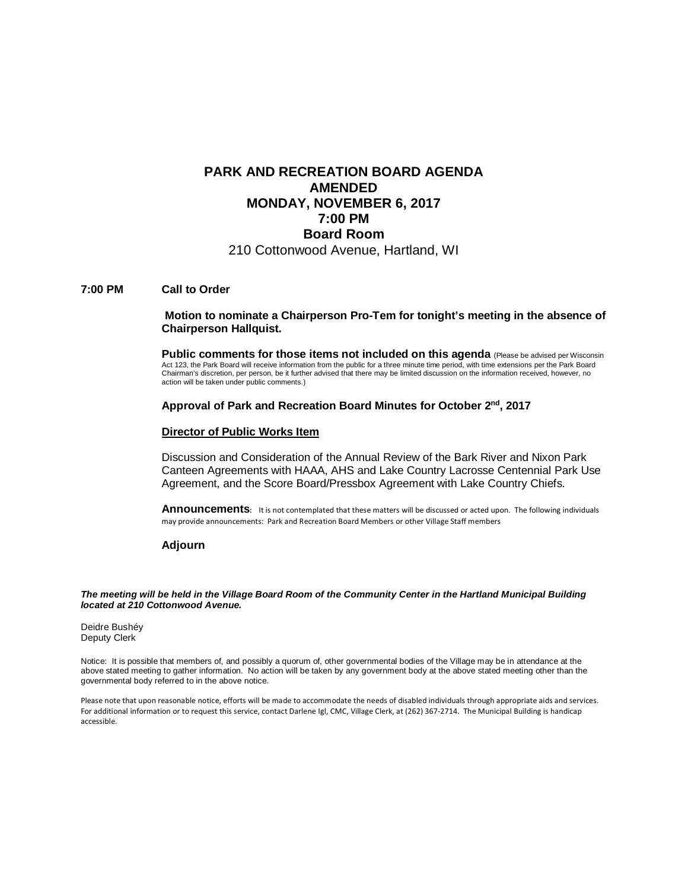# PARK AND RECREATION BOARD AGENDA
# AMENDED
# MONDAY, NOVEMBER 6, 2017
# 7:00 PM
# Board Room

210 Cottonwood Avenue, Hartland, WI

**7:00 PM** **Call to Order**

**Motion to nominate a Chairperson Pro-Tem for tonight's meeting in the absence of Chairperson Hallquist.**

**Public comments for those items not included on this agenda** (Please be advised per Wisconsin Act 123, the Park Board will receive information from the public for a three minute time period, with time extensions per the Park Board Chairman's discretion, per person, be it further advised that there may be limited discussion on the information received, however, no action will be taken under public comments.)

**Approval of Park and Recreation Board Minutes for October 2nd, 2017**

**Director of Public Works Item**

Discussion and Consideration of the Annual Review of the Bark River and Nixon Park Canteen Agreements with HAAA, AHS and Lake Country Lacrosse Centennial Park Use Agreement, and the Score Board/Pressbox Agreement with Lake Country Chiefs.

**Announcements**: It is not contemplated that these matters will be discussed or acted upon. The following individuals may provide announcements: Park and Recreation Board Members or other Village Staff members

**Adjourn**

***The meeting will be held in the Village Board Room of the Community Center in the Hartland Municipal Building located at 210 Cottonwood Avenue.***

Deidre Bushéy
Deputy Clerk

Notice: It is possible that members of, and possibly a quorum of, other governmental bodies of the Village may be in attendance at the above stated meeting to gather information. No action will be taken by any government body at the above stated meeting other than the governmental body referred to in the above notice.

Please note that upon reasonable notice, efforts will be made to accommodate the needs of disabled individuals through appropriate aids and services. For additional information or to request this service, contact Darlene Igl, CMC, Village Clerk, at (262) 367-2714. The Municipal Building is handicap accessible.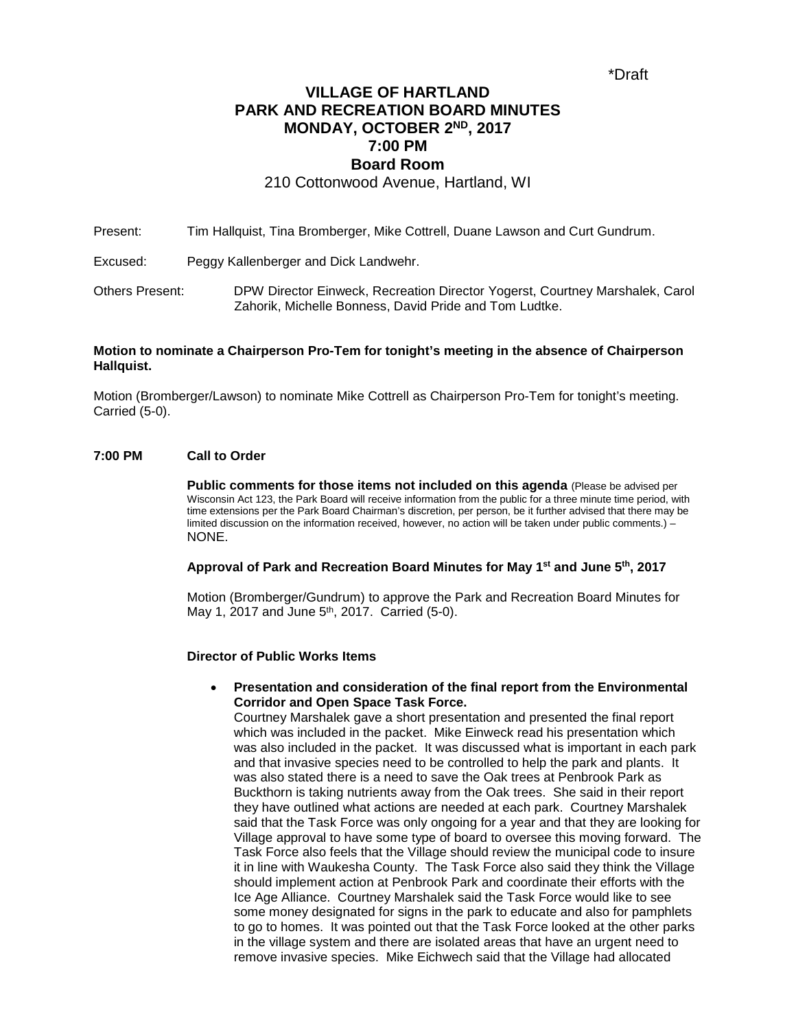*Draft

# VILLAGE OF HARTLAND
# PARK AND RECREATION BOARD MINUTES
# MONDAY, OCTOBER 2ND, 2017
# 7:00 PM
# Board Room

210 Cottonwood Avenue, Hartland, WI

Present: Tim Hallquist, Tina Bromberger, Mike Cottrell, Duane Lawson and Curt Gundrum.

Excused: Peggy Kallenberger and Dick Landwehr.

Others Present: DPW Director Einweck, Recreation Director Yogerst, Courtney Marshalek, Carol Zahorik, Michelle Bonness, David Pride and Tom Ludtke.

**Motion to nominate a Chairperson Pro-Tem for tonight's meeting in the absence of Chairperson Hallquist.**

Motion (Bromberger/Lawson) to nominate Mike Cottrell as Chairperson Pro-Tem for tonight's meeting. Carried (5-0).

**7:00 PM Call to Order**

**Public comments for those items not included on this agenda** (Please be advised per Wisconsin Act 123, the Park Board will receive information from the public for a three minute time period, with time extensions per the Park Board Chairman's discretion, per person, be it further advised that there may be limited discussion on the information received, however, no action will be taken under public comments.) – NONE.

**Approval of Park and Recreation Board Minutes for May 1st and June 5th, 2017**

Motion (Bromberger/Gundrum) to approve the Park and Recreation Board Minutes for May 1, 2017 and June 5th, 2017. Carried (5-0).

**Director of Public Works Items**

- **Presentation and consideration of the final report from the Environmental Corridor and Open Space Task Force.**
  Courtney Marshalek gave a short presentation and presented the final report which was included in the packet. Mike Einweck read his presentation which was also included in the packet. It was discussed what is important in each park and that invasive species need to be controlled to help the park and plants. It was also stated there is a need to save the Oak trees at Penbrook Park as Buckthorn is taking nutrients away from the Oak trees. She said in their report they have outlined what actions are needed at each park. Courtney Marshalek said that the Task Force was only ongoing for a year and that they are looking for Village approval to have some type of board to oversee this moving forward. The Task Force also feels that the Village should review the municipal code to insure it in line with Waukesha County. The Task Force also said they think the Village should implement action at Penbrook Park and coordinate their efforts with the Ice Age Alliance. Courtney Marshalek said the Task Force would like to see some money designated for signs in the park to educate and also for pamphlets to go to homes. It was pointed out that the Task Force looked at the other parks in the village system and there are isolated areas that have an urgent need to remove invasive species. Mike Eichwech said that the Village had allocated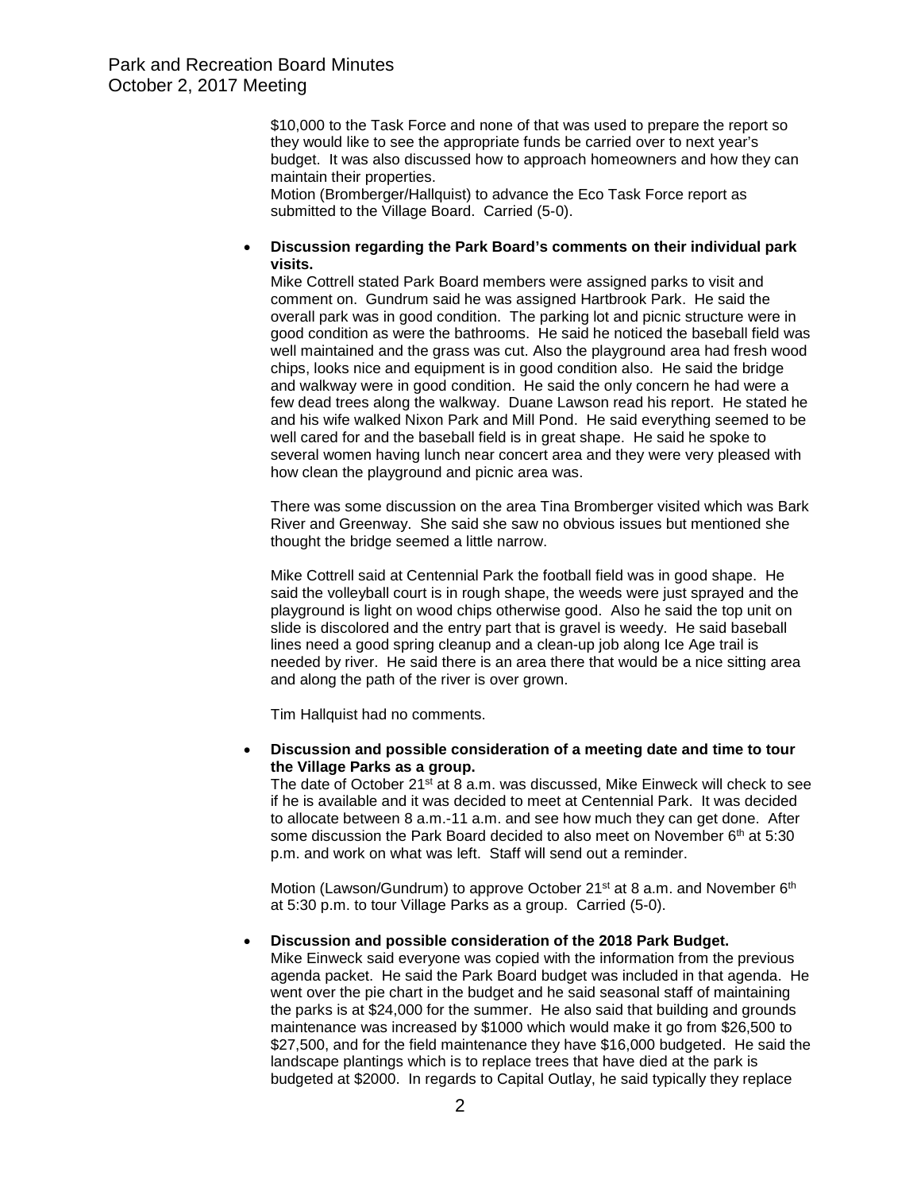\$10,000 to the Task Force and none of that was used to prepare the report so they would like to see the appropriate funds be carried over to next year's budget. It was also discussed how to approach homeowners and how they can maintain their properties.
Motion (Bromberger/Hallquist) to advance the Eco Task Force report as submitted to the Village Board. Carried (5-0).

- **Discussion regarding the Park Board's comments on their individual park visits.**
  Mike Cottrell stated Park Board members were assigned parks to visit and comment on. Gundrum said he was assigned Hartbrook Park. He said the overall park was in good condition. The parking lot and picnic structure were in good condition as were the bathrooms. He said he noticed the baseball field was well maintained and the grass was cut. Also the playground area had fresh wood chips, looks nice and equipment is in good condition also. He said the bridge and walkway were in good condition. He said the only concern he had were a few dead trees along the walkway. Duane Lawson read his report. He stated he and his wife walked Nixon Park and Mill Pond. He said everything seemed to be well cared for and the baseball field is in great shape. He said he spoke to several women having lunch near concert area and they were very pleased with how clean the playground and picnic area was.

  There was some discussion on the area Tina Bromberger visited which was Bark River and Greenway. She said she saw no obvious issues but mentioned she thought the bridge seemed a little narrow.

  Mike Cottrell said at Centennial Park the football field was in good shape. He said the volleyball court is in rough shape, the weeds were just sprayed and the playground is light on wood chips otherwise good. Also he said the top unit on slide is discolored and the entry part that is gravel is weedy. He said baseball lines need a good spring cleanup and a clean-up job along Ice Age trail is needed by river. He said there is an area there that would be a nice sitting area and along the path of the river is over grown.

  Tim Hallquist had no comments.

- **Discussion and possible consideration of a meeting date and time to tour the Village Parks as a group.**
  The date of October 21st at 8 a.m. was discussed, Mike Einweck will check to see if he is available and it was decided to meet at Centennial Park. It was decided to allocate between 8 a.m.-11 a.m. and see how much they can get done. After some discussion the Park Board decided to also meet on November 6th at 5:30 p.m. and work on what was left. Staff will send out a reminder.

  Motion (Lawson/Gundrum) to approve October 21st at 8 a.m. and November 6th at 5:30 p.m. to tour Village Parks as a group. Carried (5-0).

- **Discussion and possible consideration of the 2018 Park Budget.**
  Mike Einweck said everyone was copied with the information from the previous agenda packet. He said the Park Board budget was included in that agenda. He went over the pie chart in the budget and he said seasonal staff of maintaining the parks is at \$24,000 for the summer. He also said that building and grounds maintenance was increased by \$1000 which would make it go from \$26,500 to \$27,500, and for the field maintenance they have \$16,000 budgeted. He said the landscape plantings which is to replace trees that have died at the park is budgeted at \$2000. In regards to Capital Outlay, he said typically they replace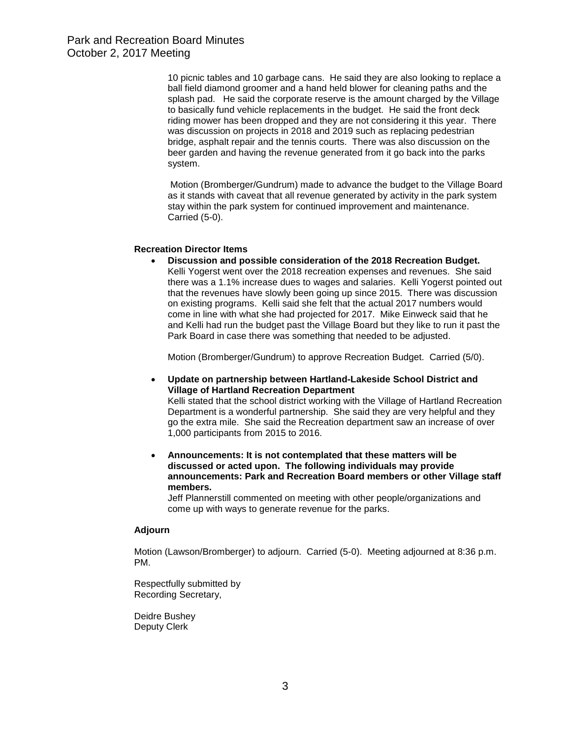10 picnic tables and 10 garbage cans. He said they are also looking to replace a ball field diamond groomer and a hand held blower for cleaning paths and the splash pad. He said the corporate reserve is the amount charged by the Village to basically fund vehicle replacements in the budget. He said the front deck riding mower has been dropped and they are not considering it this year. There was discussion on projects in 2018 and 2019 such as replacing pedestrian bridge, asphalt repair and the tennis courts. There was also discussion on the beer garden and having the revenue generated from it go back into the parks system.

Motion (Bromberger/Gundrum) made to advance the budget to the Village Board as it stands with caveat that all revenue generated by activity in the park system stay within the park system for continued improvement and maintenance. Carried (5-0).

**Recreation Director Items**

- **Discussion and possible consideration of the 2018 Recreation Budget.** Kelli Yogerst went over the 2018 recreation expenses and revenues. She said there was a 1.1% increase dues to wages and salaries. Kelli Yogerst pointed out that the revenues have slowly been going up since 2015. There was discussion on existing programs. Kelli said she felt that the actual 2017 numbers would come in line with what she had projected for 2017. Mike Einweck said that he and Kelli had run the budget past the Village Board but they like to run it past the Park Board in case there was something that needed to be adjusted.

  Motion (Bromberger/Gundrum) to approve Recreation Budget. Carried (5/0).

- **Update on partnership between Hartland-Lakeside School District and Village of Hartland Recreation Department**
  Kelli stated that the school district working with the Village of Hartland Recreation Department is a wonderful partnership. She said they are very helpful and they go the extra mile. She said the Recreation department saw an increase of over 1,000 participants from 2015 to 2016.

- **Announcements: It is not contemplated that these matters will be discussed or acted upon. The following individuals may provide announcements: Park and Recreation Board members or other Village staff members.**
  Jeff Plannerstill commented on meeting with other people/organizations and come up with ways to generate revenue for the parks.

**Adjourn**

Motion (Lawson/Bromberger) to adjourn. Carried (5-0). Meeting adjourned at 8:36 p.m. PM.

Respectfully submitted by
Recording Secretary,

Deidre Bushey
Deputy Clerk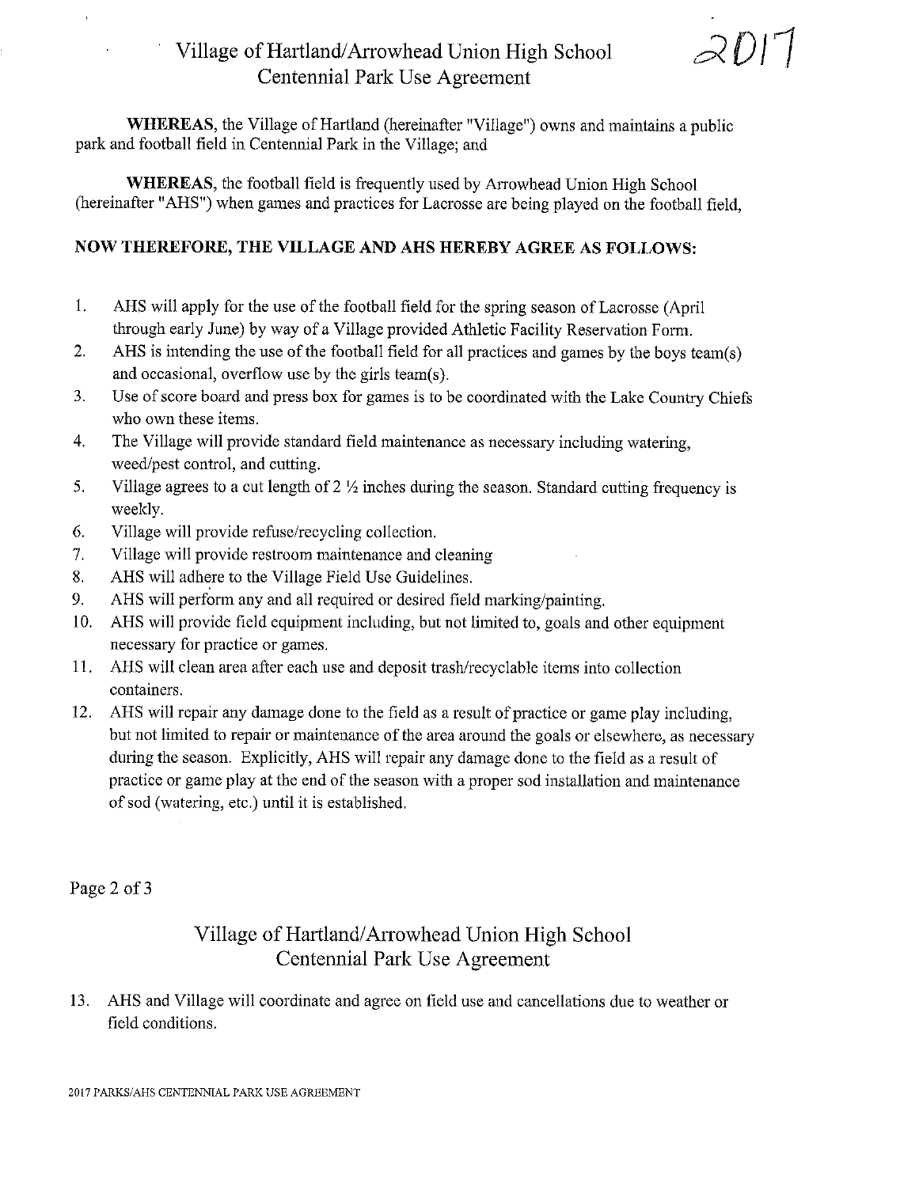# Village of Hartland/Arrowhead Union High School Centennial Park Use Agreement

2017

**WHEREAS**, the Village of Hartland (hereinafter "Village") owns and maintains a public park and football field in Centennial Park in the Village; and

**WHEREAS**, the football field is frequently used by Arrowhead Union High School (hereinafter "AHS") when games and practices for Lacrosse are being played on the football field,

**NOW THEREFORE, THE VILLAGE AND AHS HEREBY AGREE AS FOLLOWS:**

1. AHS will apply for the use of the football field for the spring season of Lacrosse (April through early June) by way of a Village provided Athletic Facility Reservation Form.
2. AHS is intending the use of the football field for all practices and games by the boys team(s) and occasional, overflow use by the girls team(s).
3. Use of score board and press box for games is to be coordinated with the Lake Country Chiefs who own these items.
4. The Village will provide standard field maintenance as necessary including watering, weed/pest control, and cutting.
5. Village agrees to a cut length of 2 ½ inches during the season. Standard cutting frequency is weekly.
6. Village will provide refuse/recycling collection.
7. Village will provide restroom maintenance and cleaning
8. AHS will adhere to the Village Field Use Guidelines.
9. AHS will perform any and all required or desired field marking/painting.
10. AHS will provide field equipment including, but not limited to, goals and other equipment necessary for practice or games.
11. AHS will clean area after each use and deposit trash/recyclable items into collection containers.
12. AHS will repair any damage done to the field as a result of practice or game play including, but not limited to repair or maintenance of the area around the goals or elsewhere, as necessary during the season. Explicitly, AHS will repair any damage done to the field as a result of practice or game play at the end of the season with a proper sod installation and maintenance of sod (watering, etc.) until it is established.

Page 2 of 3

# Village of Hartland/Arrowhead Union High School Centennial Park Use Agreement

13. AHS and Village will coordinate and agree on field use and cancellations due to weather or field conditions.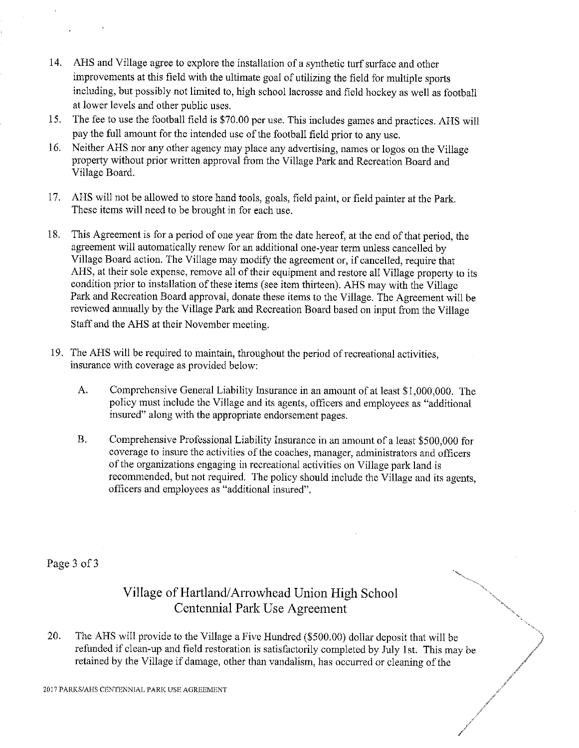14. AHS and Village agree to explore the installation of a synthetic turf surface and other improvements at this field with the ultimate goal of utilizing the field for multiple sports including, but possibly not limited to, high school lacrosse and field hockey as well as football at lower levels and other public uses.
15. The fee to use the football field is $70.00 per use. This includes games and practices. AHS will pay the full amount for the intended use of the football field prior to any use.
16. Neither AHS nor any other agency may place any advertising, names or logos on the Village property without prior written approval from the Village Park and Recreation Board and Village Board.
17. AHS will not be allowed to store hand tools, goals, field paint, or field painter at the Park. These items will need to be brought in for each use.
18. This Agreement is for a period of one year from the date hereof, at the end of that period, the agreement will automatically renew for an additional one-year term unless cancelled by Village Board action. The Village may modify the agreement or, if cancelled, require that AHS, at their sole expense, remove all of their equipment and restore all Village property to its condition prior to installation of these items (see item thirteen). AHS may with the Village Park and Recreation Board approval, donate these items to the Village. The Agreement will be reviewed annually by the Village Park and Recreation Board based on input from the Village Staff and the AHS at their November meeting.
19. The AHS will be required to maintain, throughout the period of recreational activities, insurance with coverage as provided below:

    A. Comprehensive General Liability Insurance in an amount of at least $1,000,000. The policy must include the Village and its agents, officers and employees as "additional insured" along with the appropriate endorsement pages.

    B. Comprehensive Professional Liability Insurance in an amount of a least $500,000 for coverage to insure the activities of the coaches, manager, administrators and officers of the organizations engaging in recreational activities on Village park land is recommended, but not required. The policy should include the Village and its agents, officers and employees as "additional insured".

## Village of Hartland/Arrowhead Union High School Centennial Park Use Agreement

20. The AHS will provide to the Village a Five Hundred ($500.00) dollar deposit that will be refunded if clean-up and field restoration is satisfactorily completed by July 1st. This may be retained by the Village if damage, other than vandalism, has occurred or cleaning of the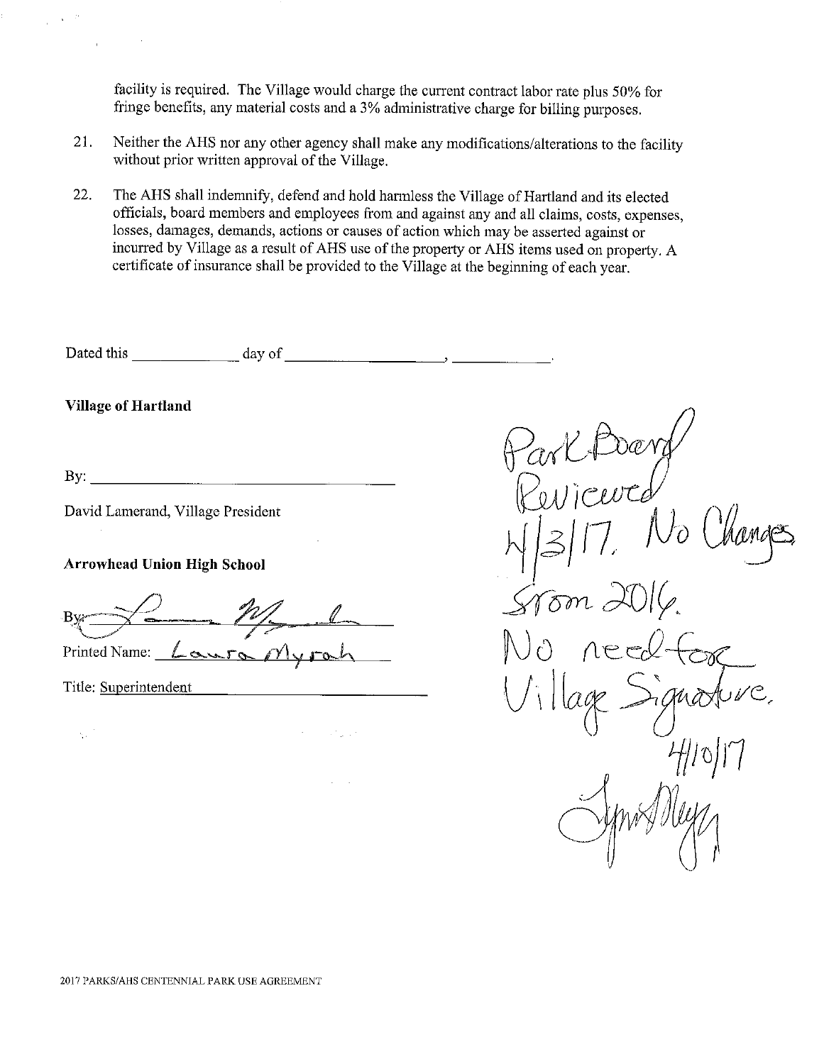facility is required. The Village would charge the current contract labor rate plus 50% for fringe benefits, any material costs and a 3% administrative charge for billing purposes.

21. Neither the AHS nor any other agency shall make any modifications/alterations to the facility without prior written approval of the Village.

22. The AHS shall indemnify, defend and hold harmless the Village of Hartland and its elected officials, board members and employees from and against any and all claims, costs, expenses, losses, damages, demands, actions or causes of action which may be asserted against or incurred by Village as a result of AHS use of the property or AHS items used on property. A certificate of insurance shall be provided to the Village at the beginning of each year.

Dated this \_\_\_\_\_\_\_\_\_\_\_\_ day of \_\_\_\_\_\_\_\_\_\_\_\_\_\_\_\_\_\_, \_\_\_\_\_\_\_\_\_\_.

**Village of Hartland**

By: \_\_\_\_\_\_\_\_\_\_\_\_\_\_\_\_\_\_\_\_\_\_\_\_\_\_\_\_\_\_\_\_

David Lamerand, Village President

**Arrowhead Union High School**

By: *[signature]*

Printed Name: Laura Myrah

Title: Superintendent

*Park Board Reviewed 4/3/17. No Changes from 2016. No need for Village Signature. 4/10/17 [signature]*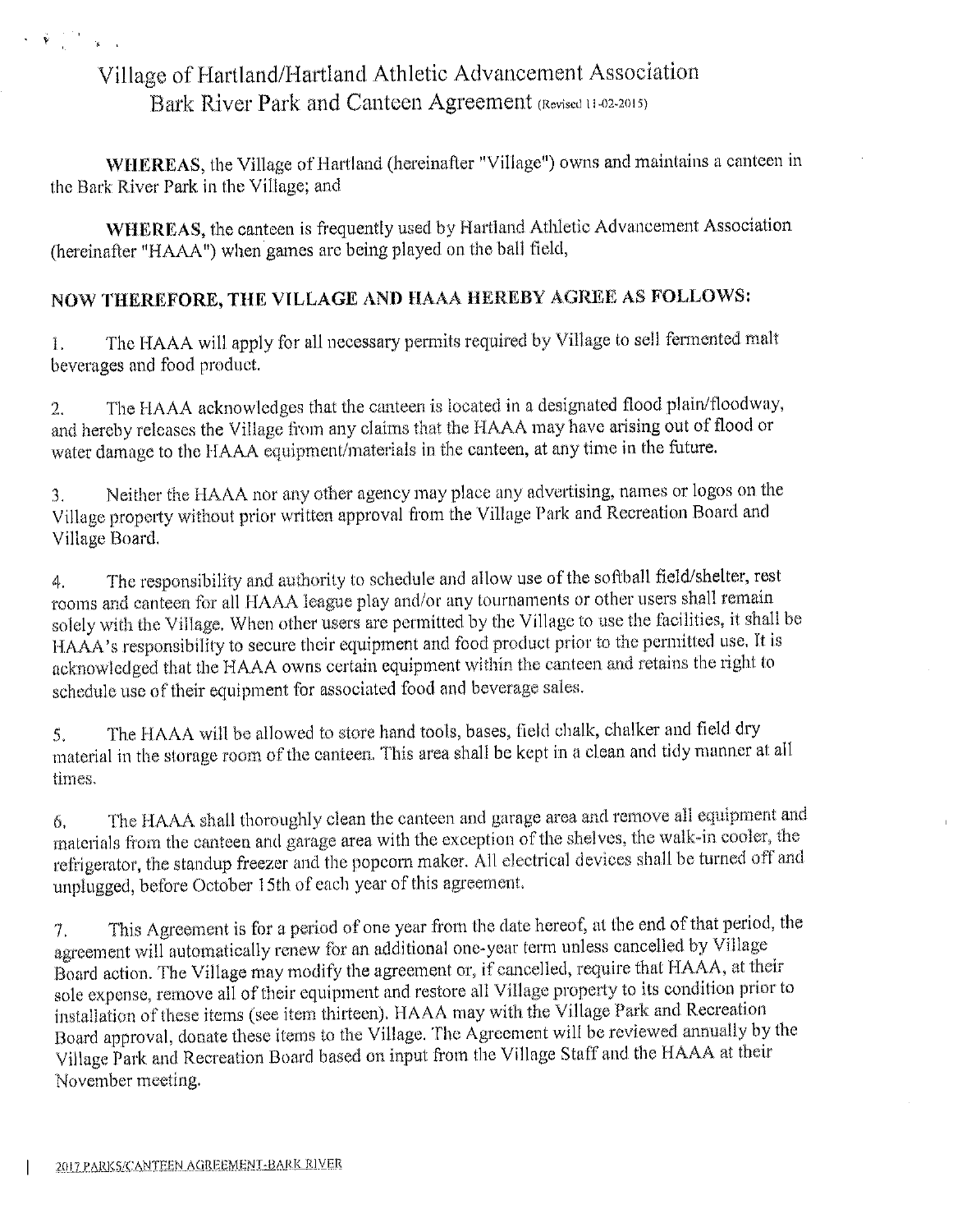# Village of Hartland/Hartland Athletic Advancement Association
## Bark River Park and Canteen Agreement (Revised 11-02-2015)

**WHEREAS,** the Village of Hartland (hereinafter "Village") owns and maintains a canteen in the Bark River Park in the Village; and

**WHEREAS,** the canteen is frequently used by Hartland Athletic Advancement Association (hereinafter "HAAA") when games are being played on the ball field,

**NOW THEREFORE, THE VILLAGE AND HAAA HEREBY AGREE AS FOLLOWS:**

1. The HAAA will apply for all necessary permits required by Village to sell fermented malt beverages and food product.

2. The HAAA acknowledges that the canteen is located in a designated flood plain/floodway, and hereby releases the Village from any claims that the HAAA may have arising out of flood or water damage to the HAAA equipment/materials in the canteen, at any time in the future.

3. Neither the HAAA nor any other agency may place any advertising, names or logos on the Village property without prior written approval from the Village Park and Recreation Board and Village Board.

4. The responsibility and authority to schedule and allow use of the softball field/shelter, rest rooms and canteen for all HAAA league play and/or any tournaments or other users shall remain solely with the Village. When other users are permitted by the Village to use the facilities, it shall be HAAA's responsibility to secure their equipment and food product prior to the permitted use. It is acknowledged that the HAAA owns certain equipment within the canteen and retains the right to schedule use of their equipment for associated food and beverage sales.

5. The HAAA will be allowed to store hand tools, bases, field chalk, chalker and field dry material in the storage room of the canteen. This area shall be kept in a clean and tidy manner at all times.

6. The HAAA shall thoroughly clean the canteen and garage area and remove all equipment and materials from the canteen and garage area with the exception of the shelves, the walk-in cooler, the refrigerator, the standup freezer and the popcorn maker. All electrical devices shall be turned off and unplugged, before October 15th of each year of this agreement.

7. This Agreement is for a period of one year from the date hereof, at the end of that period, the agreement will automatically renew for an additional one-year term unless cancelled by Village Board action. The Village may modify the agreement or, if cancelled, require that HAAA, at their sole expense, remove all of their equipment and restore all Village property to its condition prior to installation of these items (see item thirteen). HAAA may with the Village Park and Recreation Board approval, donate these items to the Village. The Agreement will be reviewed annually by the Village Park and Recreation Board based on input from the Village Staff and the HAAA at their November meeting.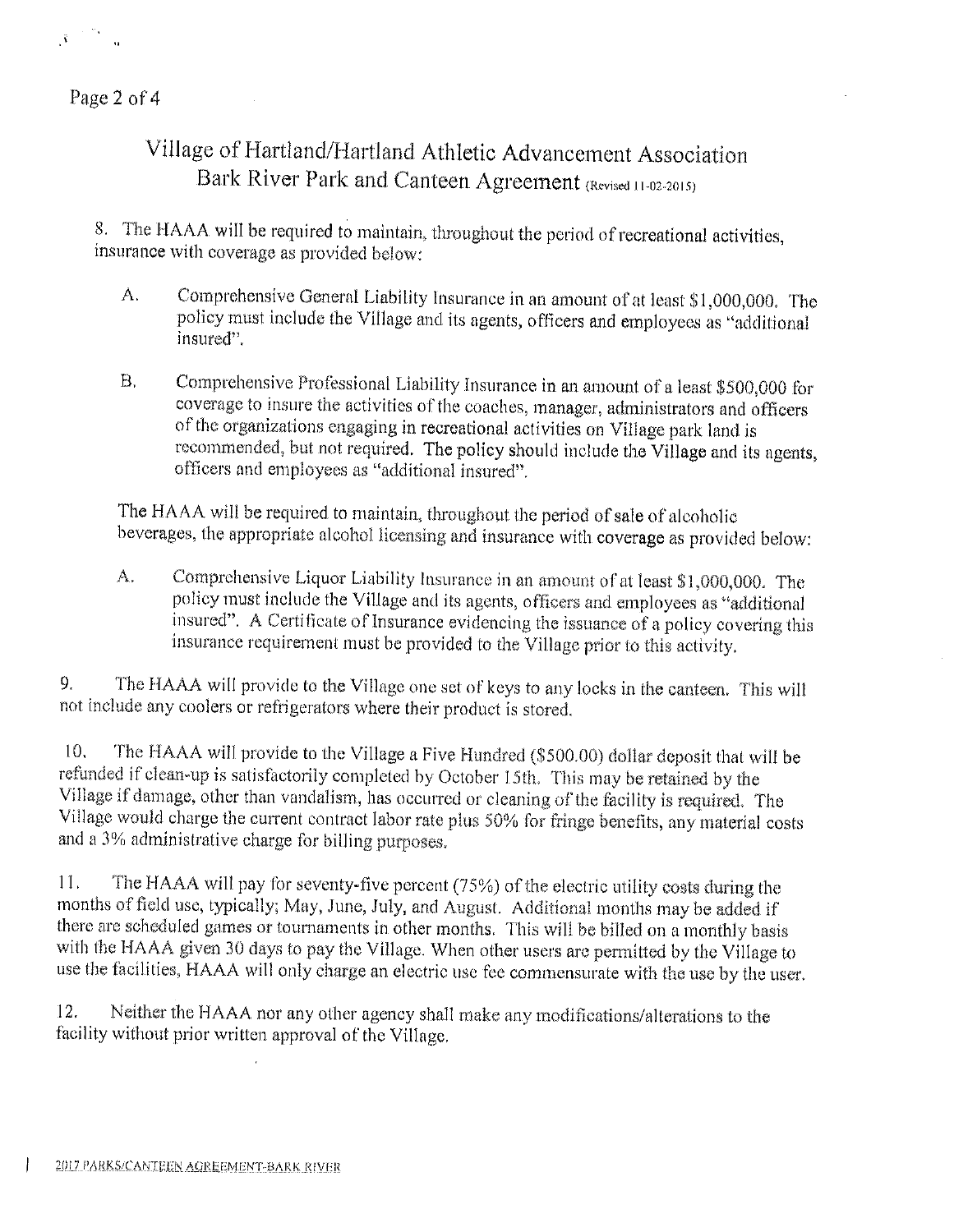# Village of Hartland/Hartland Athletic Advancement Association Bark River Park and Canteen Agreement (Revised 11-02-2015)

8. The HAAA will be required to maintain, throughout the period of recreational activities, insurance with coverage as provided below:

   A. Comprehensive General Liability Insurance in an amount of at least $1,000,000. The policy must include the Village and its agents, officers and employees as "additional insured".

   B. Comprehensive Professional Liability Insurance in an amount of a least $500,000 for coverage to insure the activities of the coaches, manager, administrators and officers of the organizations engaging in recreational activities on Village park land is recommended, but not required. The policy should include the Village and its agents, officers and employees as "additional insured".

   The HAAA will be required to maintain, throughout the period of sale of alcoholic beverages, the appropriate alcohol licensing and insurance with coverage as provided below:

   A. Comprehensive Liquor Liability Insurance in an amount of at least $1,000,000. The policy must include the Village and its agents, officers and employees as "additional insured". A Certificate of Insurance evidencing the issuance of a policy covering this insurance requirement must be provided to the Village prior to this activity.

9. The HAAA will provide to the Village one set of keys to any locks in the canteen. This will not include any coolers or refrigerators where their product is stored.

10. The HAAA will provide to the Village a Five Hundred ($500.00) dollar deposit that will be refunded if clean-up is satisfactorily completed by October 15th. This may be retained by the Village if damage, other than vandalism, has occurred or cleaning of the facility is required. The Village would charge the current contract labor rate plus 50% for fringe benefits, any material costs and a 3% administrative charge for billing purposes.

11. The HAAA will pay for seventy-five percent (75%) of the electric utility costs during the months of field use, typically; May, June, July, and August. Additional months may be added if there are scheduled games or tournaments in other months. This will be billed on a monthly basis with the HAAA given 30 days to pay the Village. When other users are permitted by the Village to use the facilities, HAAA will only charge an electric use fee commensurate with the use by the user.

12. Neither the HAAA nor any other agency shall make any modifications/alterations to the facility without prior written approval of the Village.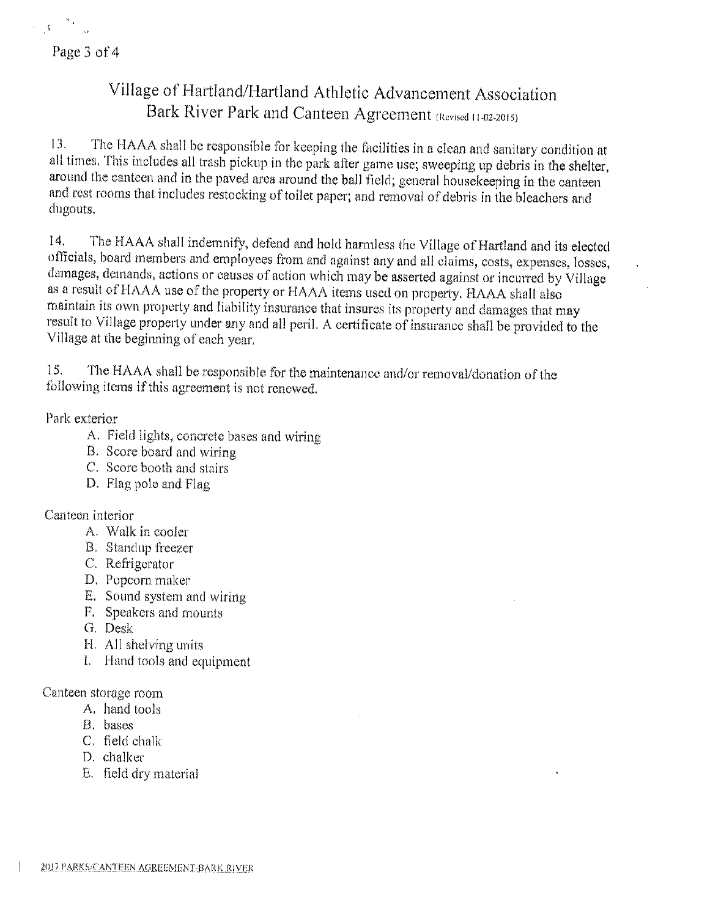# Village of Hartland/Hartland Athletic Advancement Association
## Bark River Park and Canteen Agreement (Revised 11-02-2015)

13. The HAAA shall be responsible for keeping the facilities in a clean and sanitary condition at all times. This includes all trash pickup in the park after game use; sweeping up debris in the shelter, around the canteen and in the paved area around the ball field; general housekeeping in the canteen and rest rooms that includes restocking of toilet paper; and removal of debris in the bleachers and dugouts.

14. The HAAA shall indemnify, defend and hold harmless the Village of Hartland and its elected officials, board members and employees from and against any and all claims, costs, expenses, losses, damages, demands, actions or causes of action which may be asserted against or incurred by Village as a result of HAAA use of the property or HAAA items used on property. HAAA shall also maintain its own property and liability insurance that insures its property and damages that may result to Village property under any and all peril. A certificate of insurance shall be provided to the Village at the beginning of each year.

15. The HAAA shall be responsible for the maintenance and/or removal/donation of the following items if this agreement is not renewed.

Park exterior

A. Field lights, concrete bases and wiring
B. Score board and wiring
C. Score booth and stairs
D. Flag pole and Flag

Canteen interior

A. Walk in cooler
B. Standup freezer
C. Refrigerator
D. Popcorn maker
E. Sound system and wiring
F. Speakers and mounts
G. Desk
H. All shelving units
I. Hand tools and equipment

Canteen storage room

A. hand tools
B. bases
C. field chalk
D. chalker
E. field dry material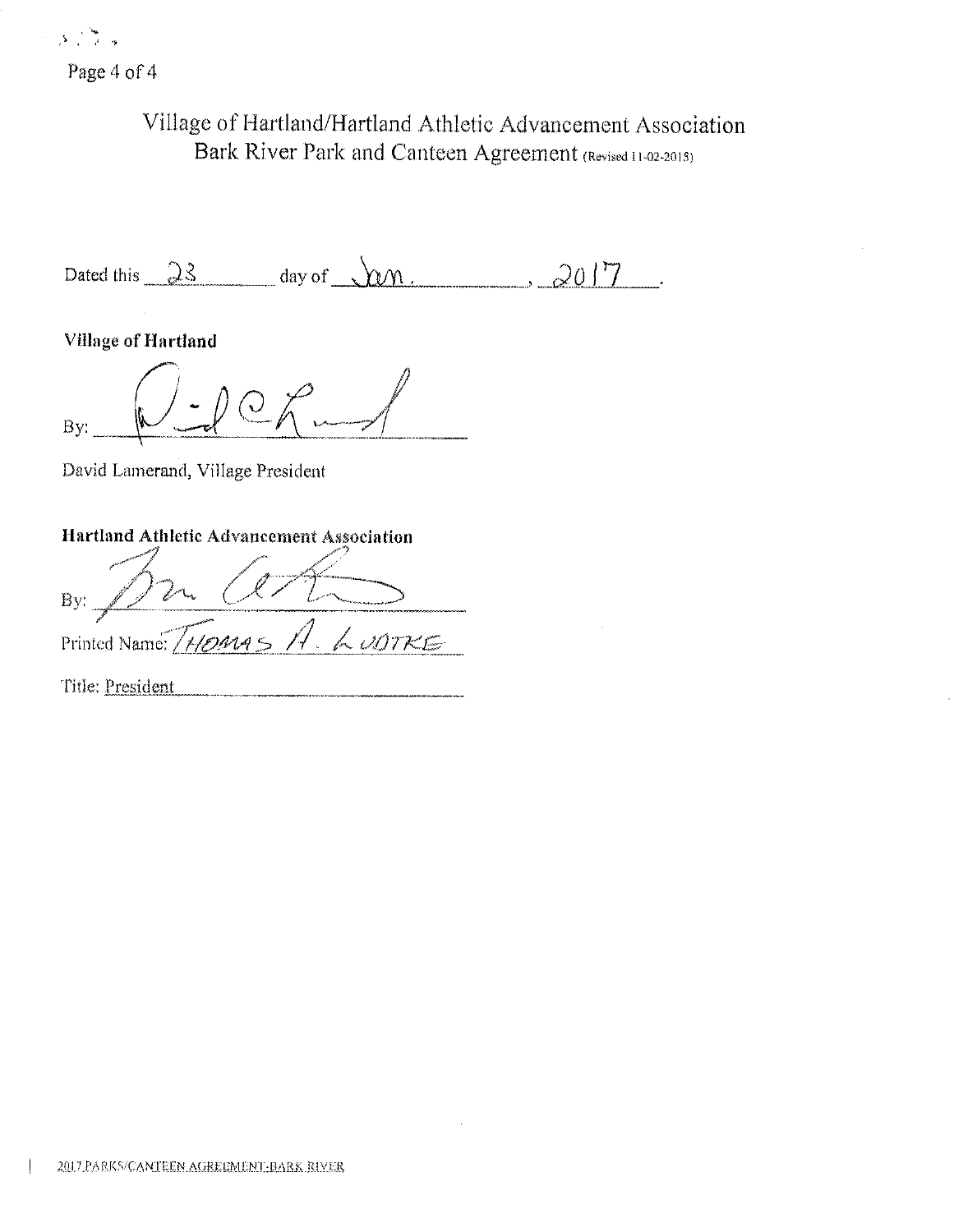Village of Hartland/Hartland Athletic Advancement Association
Bark River Park and Canteen Agreement (Revised 11-02-2015)

Dated this 23 day of Jan., 2017.

**Village of Hartland**

By: ______________________

David Lamerand, Village President

**Hartland Athletic Advancement Association**

By: ______________________

Printed Name: THOMAS A. LUDTKE

Title: President

2017 PARKS/CANTEEN AGREEMENT-BARK RIVER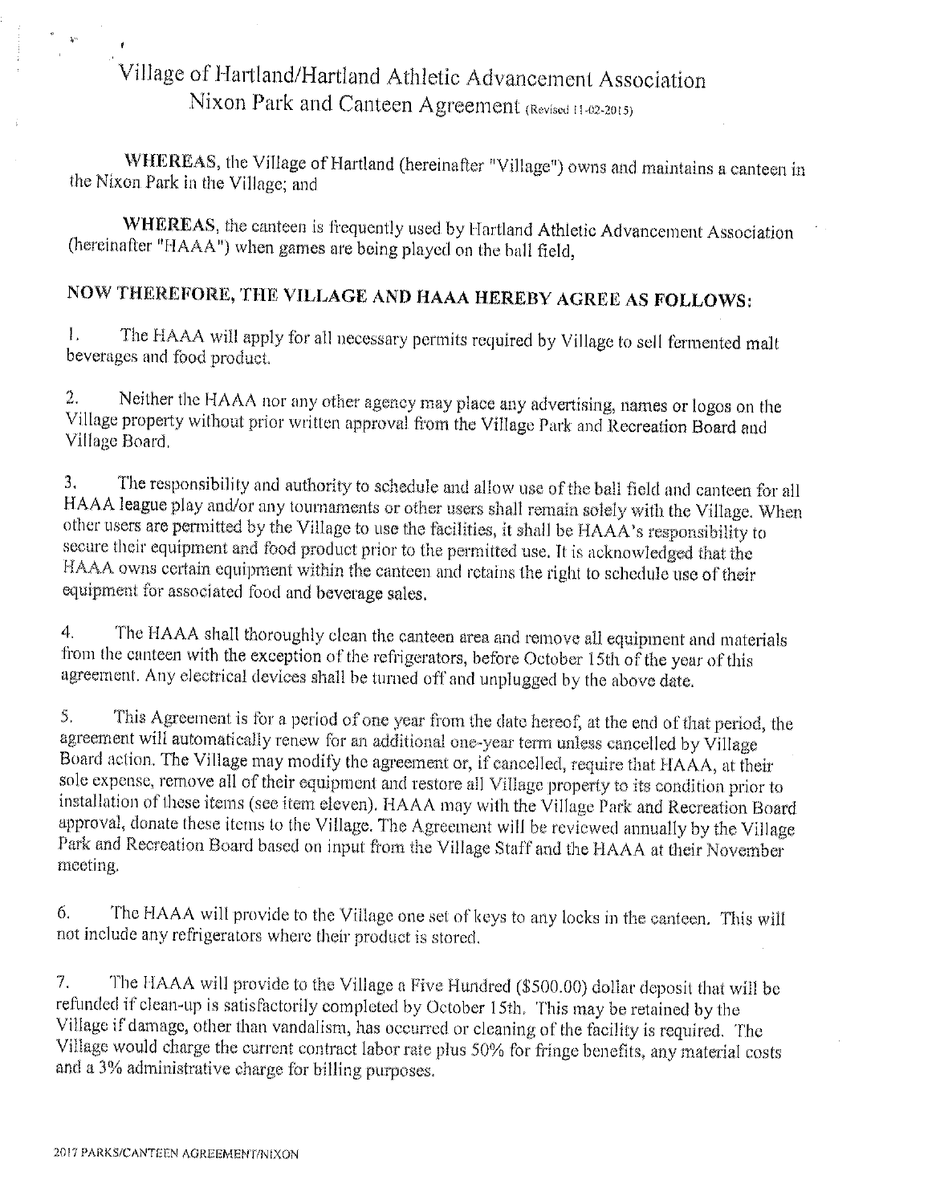# Village of Hartland/Hartland Athletic Advancement Association Nixon Park and Canteen Agreement (Revised 11-02-2015)

**WHEREAS,** the Village of Hartland (hereinafter "Village") owns and maintains a canteen in the Nixon Park in the Village; and

**WHEREAS,** the canteen is frequently used by Hartland Athletic Advancement Association (hereinafter "HAAA") when games are being played on the ball field,

## NOW THEREFORE, THE VILLAGE AND HAAA HEREBY AGREE AS FOLLOWS:

1. The HAAA will apply for all necessary permits required by Village to sell fermented malt beverages and food product.

2. Neither the HAAA nor any other agency may place any advertising, names or logos on the Village property without prior written approval from the Village Park and Recreation Board and Village Board.

3. The responsibility and authority to schedule and allow use of the ball field and canteen for all HAAA league play and/or any tournaments or other users shall remain solely with the Village. When other users are permitted by the Village to use the facilities, it shall be HAAA's responsibility to secure their equipment and food product prior to the permitted use. It is acknowledged that the HAAA owns certain equipment within the canteen and retains the right to schedule use of their equipment for associated food and beverage sales.

4. The HAAA shall thoroughly clean the canteen area and remove all equipment and materials from the canteen with the exception of the refrigerators, before October 15th of the year of this agreement. Any electrical devices shall be turned off and unplugged by the above date.

5. This Agreement is for a period of one year from the date hereof, at the end of that period, the agreement will automatically renew for an additional one-year term unless cancelled by Village Board action. The Village may modify the agreement or, if cancelled, require that HAAA, at their sole expense, remove all of their equipment and restore all Village property to its condition prior to installation of these items (see item eleven). HAAA may with the Village Park and Recreation Board approval, donate these items to the Village. The Agreement will be reviewed annually by the Village Park and Recreation Board based on input from the Village Staff and the HAAA at their November meeting.

6. The HAAA will provide to the Village one set of keys to any locks in the canteen. This will not include any refrigerators where their product is stored.

7. The HAAA will provide to the Village a Five Hundred ($500.00) dollar deposit that will be refunded if clean-up is satisfactorily completed by October 15th. This may be retained by the Village if damage, other than vandalism, has occurred or cleaning of the facility is required. The Village would charge the current contract labor rate plus 50% for fringe benefits, any material costs and a 3% administrative charge for billing purposes.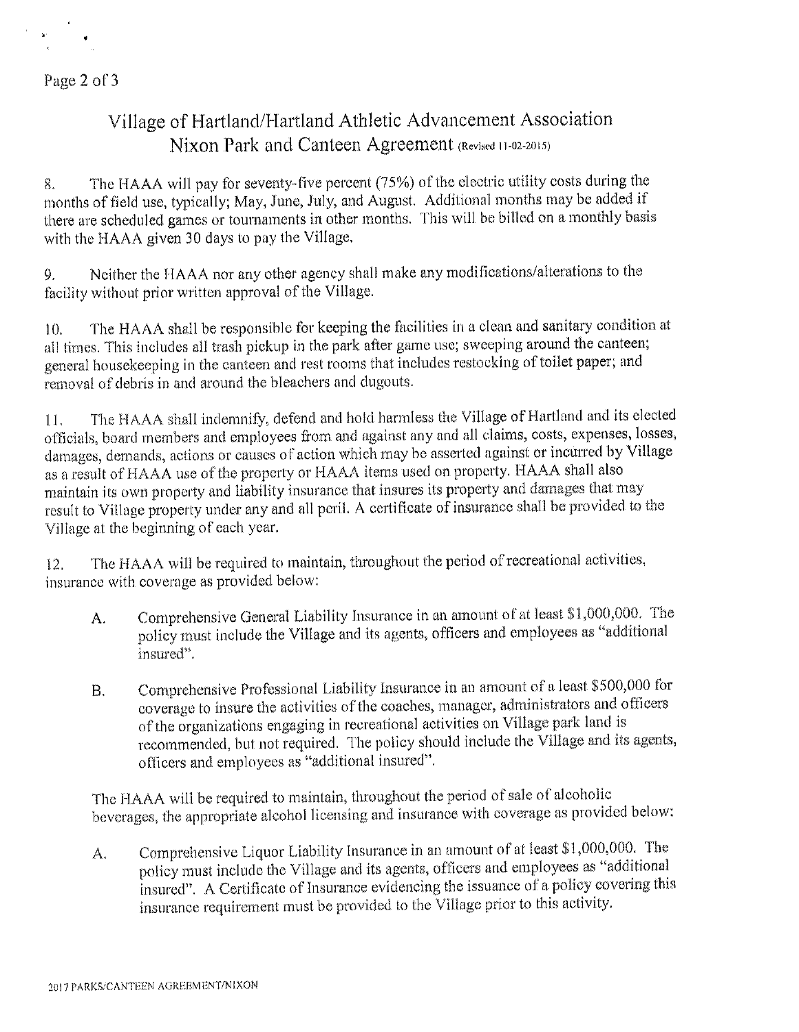## Village of Hartland/Hartland Athletic Advancement Association Nixon Park and Canteen Agreement (Revised 11-02-2015)

8. The HAAA will pay for seventy-five percent (75%) of the electric utility costs during the months of field use, typically; May, June, July, and August. Additional months may be added if there are scheduled games or tournaments in other months. This will be billed on a monthly basis with the HAAA given 30 days to pay the Village.

9. Neither the HAAA nor any other agency shall make any modifications/alterations to the facility without prior written approval of the Village.

10. The HAAA shall be responsible for keeping the facilities in a clean and sanitary condition at all times. This includes all trash pickup in the park after game use; sweeping around the canteen; general housekeeping in the canteen and rest rooms that includes restocking of toilet paper; and removal of debris in and around the bleachers and dugouts.

11. The HAAA shall indemnify, defend and hold harmless the Village of Hartland and its elected officials, board members and employees from and against any and all claims, costs, expenses, losses, damages, demands, actions or causes of action which may be asserted against or incurred by Village as a result of HAAA use of the property or HAAA items used on property. HAAA shall also maintain its own property and liability insurance that insures its property and damages that may result to Village property under any and all peril. A certificate of insurance shall be provided to the Village at the beginning of each year.

12. The HAAA will be required to maintain, throughout the period of recreational activities, insurance with coverage as provided below:

A. Comprehensive General Liability Insurance in an amount of at least $1,000,000. The policy must include the Village and its agents, officers and employees as "additional insured".

B. Comprehensive Professional Liability Insurance in an amount of a least $500,000 for coverage to insure the activities of the coaches, manager, administrators and officers of the organizations engaging in recreational activities on Village park land is recommended, but not required. The policy should include the Village and its agents, officers and employees as "additional insured".

The HAAA will be required to maintain, throughout the period of sale of alcoholic beverages, the appropriate alcohol licensing and insurance with coverage as provided below:

A. Comprehensive Liquor Liability Insurance in an amount of at least $1,000,000. The policy must include the Village and its agents, officers and employees as "additional insured". A Certificate of Insurance evidencing the issuance of a policy covering this insurance requirement must be provided to the Village prior to this activity.

2017 PARKS/CANTEEN AGREEMENT/NIXON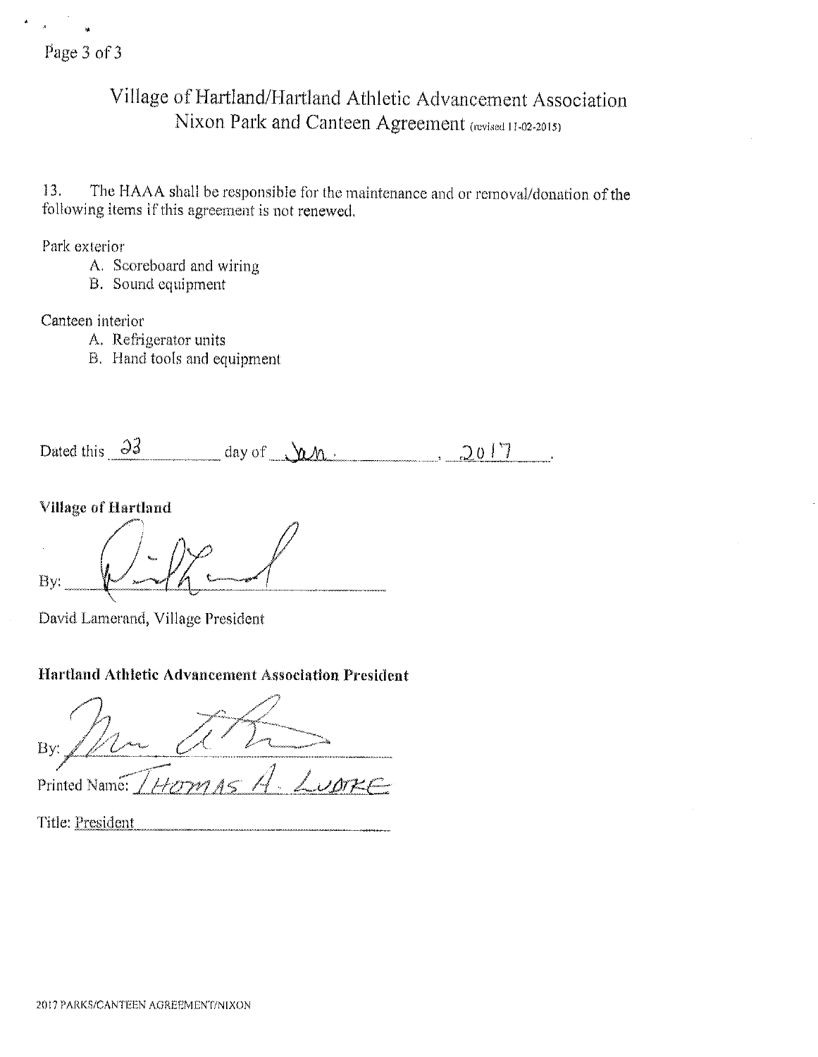# Village of Hartland/Hartland Athletic Advancement Association Nixon Park and Canteen Agreement (revised 11-02-2015)

13. The HAAA shall be responsible for the maintenance and or removal/donation of the following items if this agreement is not renewed.

Park exterior

A. Scoreboard and wiring
B. Sound equipment

Canteen interior

A. Refrigerator units
B. Hand tools and equipment

Dated this 23 day of Jan., 2017.

**Village of Hartland**

By: ____________________

David Lamerand, Village President

**Hartland Athletic Advancement Association President**

By: ____________________

Printed Name: THOMAS A. LUDKE

Title: President

2017 PARKS/CANTEEN AGREEMENT/NIXON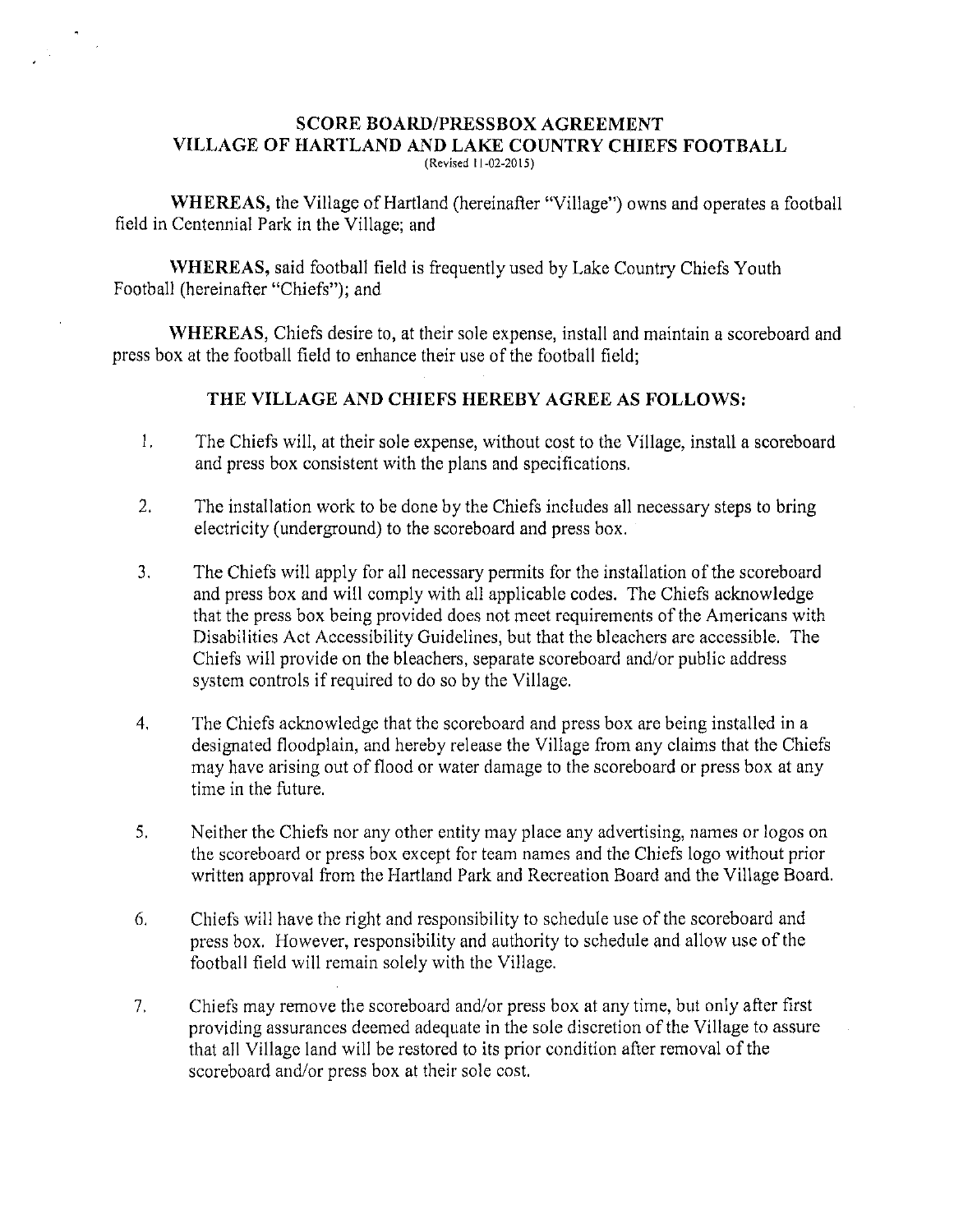# SCORE BOARD/PRESSBOX AGREEMENT
# VILLAGE OF HARTLAND AND LAKE COUNTRY CHIEFS FOOTBALL

(Revised 11-02-2015)

**WHEREAS,** the Village of Hartland (hereinafter "Village") owns and operates a football field in Centennial Park in the Village; and

**WHEREAS,** said football field is frequently used by Lake Country Chiefs Youth Football (hereinafter "Chiefs"); and

**WHEREAS,** Chiefs desire to, at their sole expense, install and maintain a scoreboard and press box at the football field to enhance their use of the football field;

**THE VILLAGE AND CHIEFS HEREBY AGREE AS FOLLOWS:**

1. The Chiefs will, at their sole expense, without cost to the Village, install a scoreboard and press box consistent with the plans and specifications.

2. The installation work to be done by the Chiefs includes all necessary steps to bring electricity (underground) to the scoreboard and press box.

3. The Chiefs will apply for all necessary permits for the installation of the scoreboard and press box and will comply with all applicable codes. The Chiefs acknowledge that the press box being provided does not meet requirements of the Americans with Disabilities Act Accessibility Guidelines, but that the bleachers are accessible. The Chiefs will provide on the bleachers, separate scoreboard and/or public address system controls if required to do so by the Village.

4. The Chiefs acknowledge that the scoreboard and press box are being installed in a designated floodplain, and hereby release the Village from any claims that the Chiefs may have arising out of flood or water damage to the scoreboard or press box at any time in the future.

5. Neither the Chiefs nor any other entity may place any advertising, names or logos on the scoreboard or press box except for team names and the Chiefs logo without prior written approval from the Hartland Park and Recreation Board and the Village Board.

6. Chiefs will have the right and responsibility to schedule use of the scoreboard and press box. However, responsibility and authority to schedule and allow use of the football field will remain solely with the Village.

7. Chiefs may remove the scoreboard and/or press box at any time, but only after first providing assurances deemed adequate in the sole discretion of the Village to assure that all Village land will be restored to its prior condition after removal of the scoreboard and/or press box at their sole cost.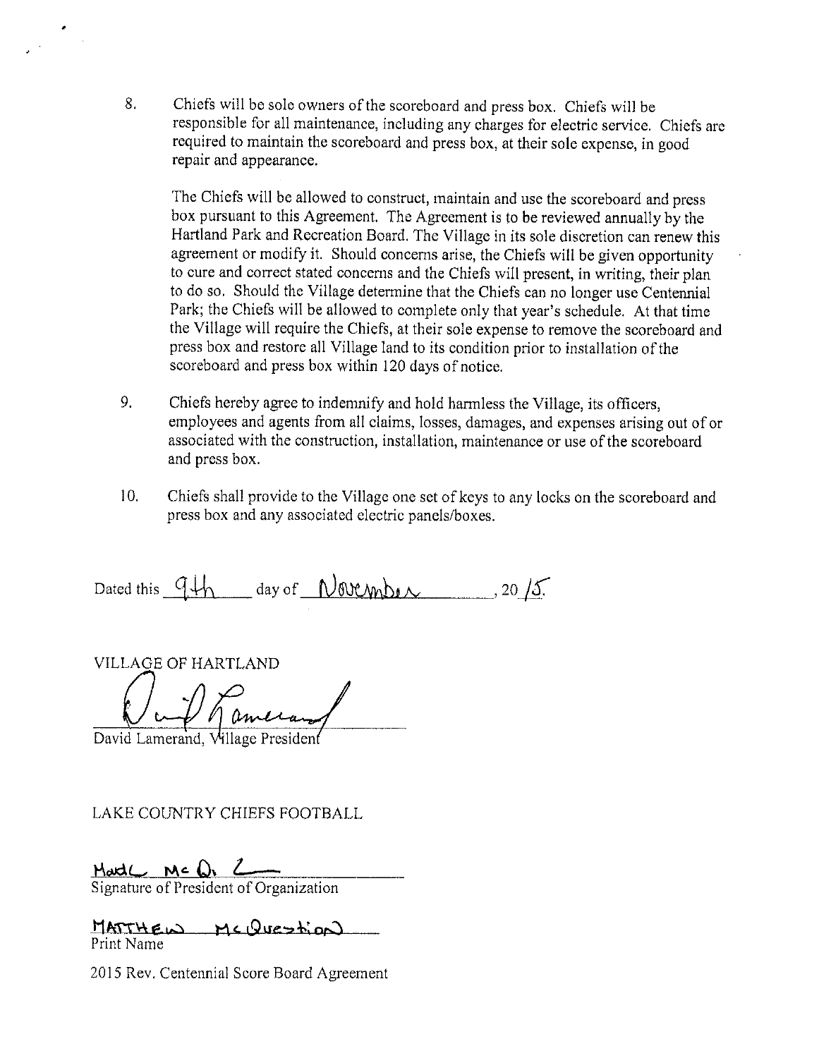8. Chiefs will be sole owners of the scoreboard and press box. Chiefs will be responsible for all maintenance, including any charges for electric service. Chiefs are required to maintain the scoreboard and press box, at their sole expense, in good repair and appearance.

   The Chiefs will be allowed to construct, maintain and use the scoreboard and press box pursuant to this Agreement. The Agreement is to be reviewed annually by the Hartland Park and Recreation Board. The Village in its sole discretion can renew this agreement or modify it. Should concerns arise, the Chiefs will be given opportunity to cure and correct stated concerns and the Chiefs will present, in writing, their plan to do so. Should the Village determine that the Chiefs can no longer use Centennial Park; the Chiefs will be allowed to complete only that year's schedule. At that time the Village will require the Chiefs, at their sole expense to remove the scoreboard and press box and restore all Village land to its condition prior to installation of the scoreboard and press box within 120 days of notice.

9. Chiefs hereby agree to indemnify and hold harmless the Village, its officers, employees and agents from all claims, losses, damages, and expenses arising out of or associated with the construction, installation, maintenance or use of the scoreboard and press box.

10. Chiefs shall provide to the Village one set of keys to any locks on the scoreboard and press box and any associated electric panels/boxes.

Dated this 9th day of November, 20 15.

VILLAGE OF HARTLAND

David Lamerand, Village President

LAKE COUNTRY CHIEFS FOOTBALL

Signature of President of Organization

MATTHEW McQUESTION
Print Name

2015 Rev. Centennial Score Board Agreement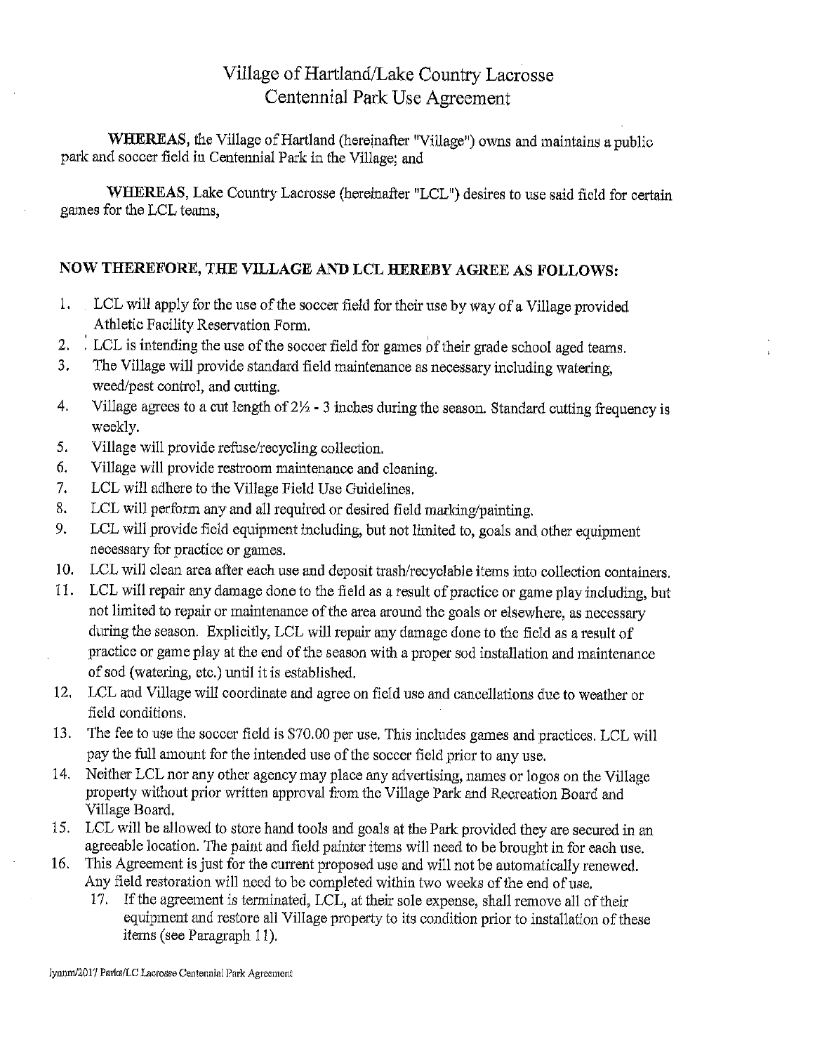# Village of Hartland/Lake Country Lacrosse
# Centennial Park Use Agreement

**WHEREAS,** the Village of Hartland (hereinafter "Village") owns and maintains a public park and soccer field in Centennial Park in the Village; and

**WHEREAS,** Lake Country Lacrosse (hereinafter "LCL") desires to use said field for certain games for the LCL teams,

## NOW THEREFORE, THE VILLAGE AND LCL HEREBY AGREE AS FOLLOWS:

1. LCL will apply for the use of the soccer field for their use by way of a Village provided Athletic Facility Reservation Form.
2. LCL is intending the use of the soccer field for games of their grade school aged teams.
3. The Village will provide standard field maintenance as necessary including watering, weed/pest control, and cutting.
4. Village agrees to a cut length of 2½ - 3 inches during the season. Standard cutting frequency is weekly.
5. Village will provide refuse/recycling collection.
6. Village will provide restroom maintenance and cleaning.
7. LCL will adhere to the Village Field Use Guidelines.
8. LCL will perform any and all required or desired field marking/painting.
9. LCL will provide field equipment including, but not limited to, goals and other equipment necessary for practice or games.
10. LCL will clean area after each use and deposit trash/recyclable items into collection containers.
11. LCL will repair any damage done to the field as a result of practice or game play including, but not limited to repair or maintenance of the area around the goals or elsewhere, as necessary during the season. Explicitly, LCL will repair any damage done to the field as a result of practice or game play at the end of the season with a proper sod installation and maintenance of sod (watering, etc.) until it is established.
12. LCL and Village will coordinate and agree on field use and cancellations due to weather or field conditions.
13. The fee to use the soccer field is $70.00 per use. This includes games and practices. LCL will pay the full amount for the intended use of the soccer field prior to any use.
14. Neither LCL nor any other agency may place any advertising, names or logos on the Village property without prior written approval from the Village Park and Recreation Board and Village Board.
15. LCL will be allowed to store hand tools and goals at the Park provided they are secured in an agreeable location. The paint and field painter items will need to be brought in for each use.
16. This Agreement is just for the current proposed use and will not be automatically renewed. Any field restoration will need to be completed within two weeks of the end of use.
17. If the agreement is terminated, LCL, at their sole expense, shall remove all of their equipment and restore all Village property to its condition prior to installation of these items (see Paragraph 11).

lynnm/2017 Parks/LC Lacrosse Centennial Park Agreement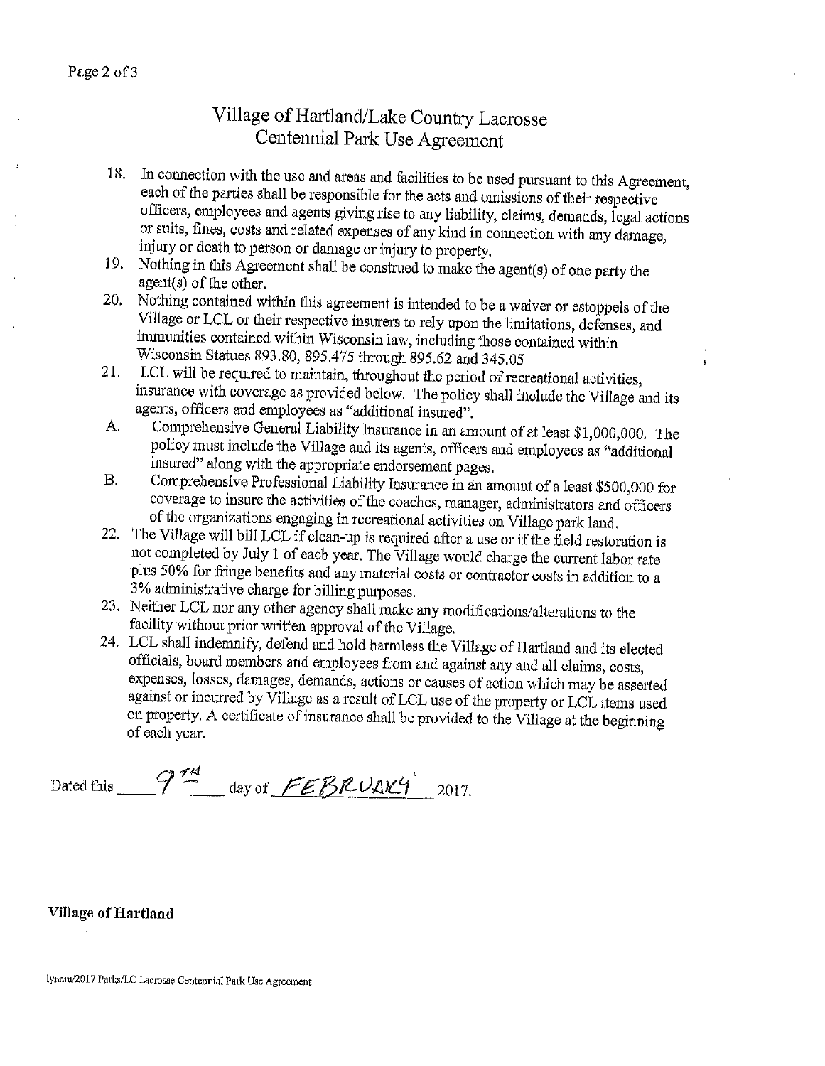# Village of Hartland/Lake Country Lacrosse
## Centennial Park Use Agreement

18. In connection with the use and areas and facilities to be used pursuant to this Agreement, each of the parties shall be responsible for the acts and omissions of their respective officers, employees and agents giving rise to any liability, claims, demands, legal actions or suits, fines, costs and related expenses of any kind in connection with any damage, injury or death to person or damage or injury to property.
19. Nothing in this Agreement shall be construed to make the agent(s) of one party the agent(s) of the other.
20. Nothing contained within this agreement is intended to be a waiver or estoppels of the Village or LCL or their respective insurers to rely upon the limitations, defenses, and immunities contained within Wisconsin law, including those contained within Wisconsin Statues 893.80, 895.475 through 895.62 and 345.05
21. LCL will be required to maintain, throughout the period of recreational activities, insurance with coverage as provided below. The policy shall include the Village and its agents, officers and employees as "additional insured".
    A. Comprehensive General Liability Insurance in an amount of at least $1,000,000. The policy must include the Village and its agents, officers and employees as "additional insured" along with the appropriate endorsement pages.
    B. Comprehensive Professional Liability Insurance in an amount of a least $500,000 for coverage to insure the activities of the coaches, manager, administrators and officers of the organizations engaging in recreational activities on Village park land.
22. The Village will bill LCL if clean-up is required after a use or if the field restoration is not completed by July 1 of each year. The Village would charge the current labor rate plus 50% for fringe benefits and any material costs or contractor costs in addition to a 3% administrative charge for billing purposes.
23. Neither LCL nor any other agency shall make any modifications/alterations to the facility without prior written approval of the Village.
24. LCL shall indemnify, defend and hold harmless the Village of Hartland and its elected officials, board members and employees from and against any and all claims, costs, expenses, losses, damages, demands, actions or causes of action which may be asserted against or incurred by Village as a result of LCL use of the property or LCL items used on property. A certificate of insurance shall be provided to the Village at the beginning of each year.

Dated this 9TH day of FEBRUARY 2017.

**Village of Hartland**

lynnm/2017 Parks/LC Lacrosse Centennial Park Use Agreement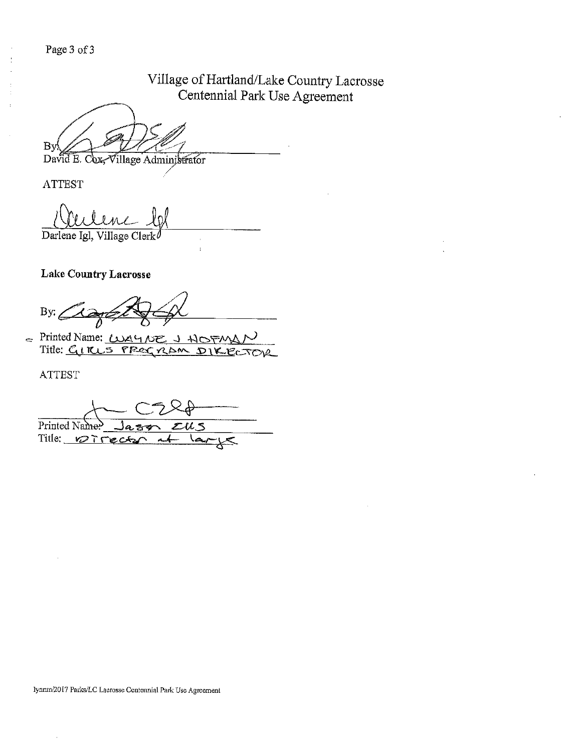Village of Hartland/Lake Country Lacrosse
Centennial Park Use Agreement

By: ______________________
David E. Cox, Village Administrator

ATTEST

______________________
Darlene Igl, Village Clerk

**Lake Country Lacrosse**

By: ______________________

Printed Name: WAYNE J HOFMAN
Title: GIRLS PROGRAM DIRECTOR

ATTEST

______________________
Printed Name: Jason Ells
Title: Director at large

lynnm/2017 Parks/LC Lacrosse Centennial Park Use Agreement